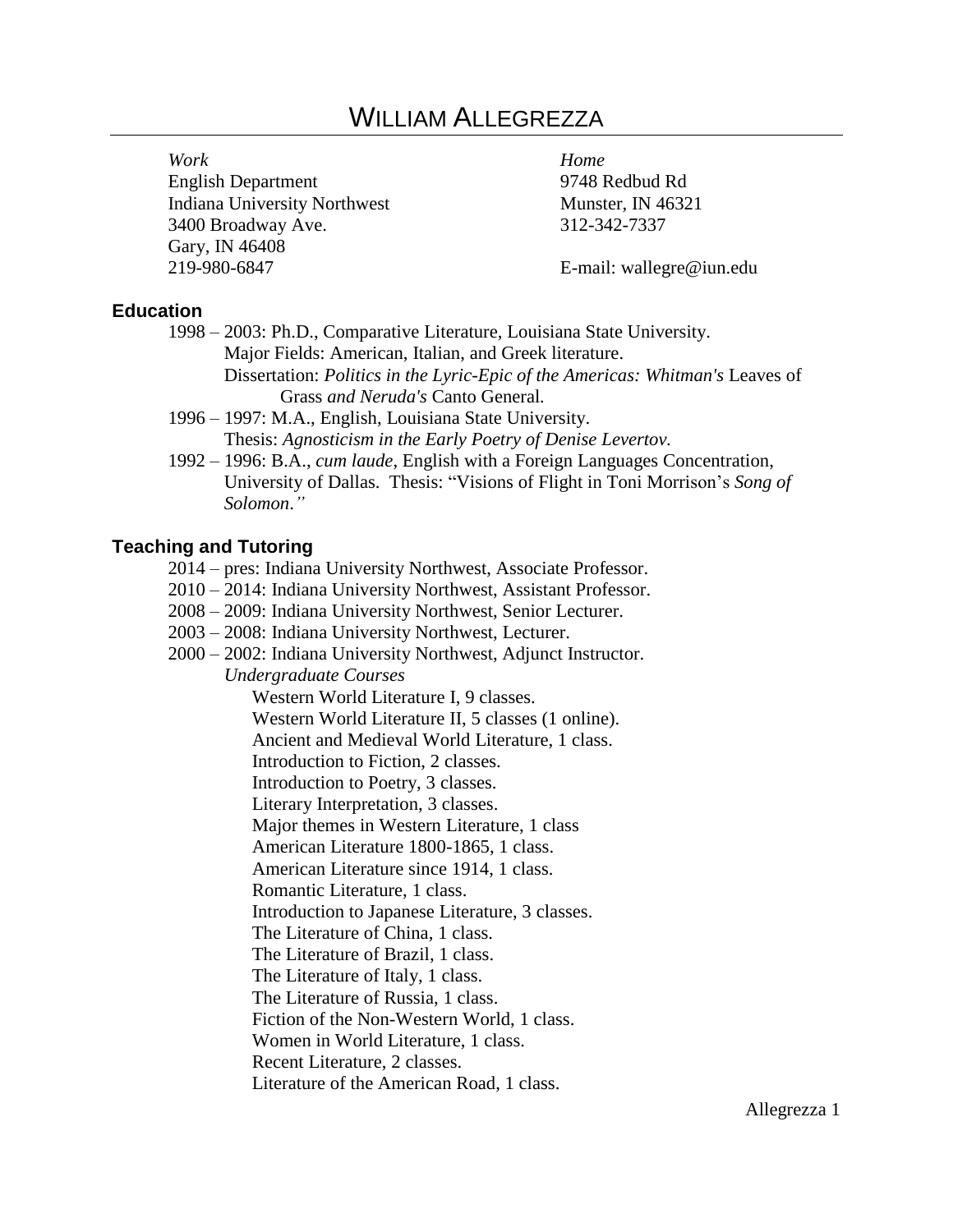# WILLIAM ALLEGREZZA

*Work*
English Department
Indiana University Northwest
3400 Broadway Ave.
Gary, IN 46408
219-980-6847

*Home*
9748 Redbud Rd
Munster, IN 46321
312-342-7337

E-mail: wallegre@iun.edu

## Education

1998 – 2003: Ph.D., Comparative Literature, Louisiana State University.
Major Fields: American, Italian, and Greek literature.
Dissertation: *Politics in the Lyric-Epic of the Americas: Whitman's* Leaves of Grass *and Neruda's* Canto General.

1996 – 1997: M.A., English, Louisiana State University.
Thesis: *Agnosticism in the Early Poetry of Denise Levertov.*

1992 – 1996: B.A., *cum laude*, English with a Foreign Languages Concentration, University of Dallas. Thesis: "Visions of Flight in Toni Morrison's *Song of Solomon*."

## Teaching and Tutoring

2014 – pres: Indiana University Northwest, Associate Professor.
2010 – 2014: Indiana University Northwest, Assistant Professor.
2008 – 2009: Indiana University Northwest, Senior Lecturer.
2003 – 2008: Indiana University Northwest, Lecturer.
2000 – 2002: Indiana University Northwest, Adjunct Instructor.

*Undergraduate Courses*

- Western World Literature I, 9 classes.
- Western World Literature II, 5 classes (1 online).
- Ancient and Medieval World Literature, 1 class.
- Introduction to Fiction, 2 classes.
- Introduction to Poetry, 3 classes.
- Literary Interpretation, 3 classes.
- Major themes in Western Literature, 1 class
- American Literature 1800-1865, 1 class.
- American Literature since 1914, 1 class.
- Romantic Literature, 1 class.
- Introduction to Japanese Literature, 3 classes.
- The Literature of China, 1 class.
- The Literature of Brazil, 1 class.
- The Literature of Italy, 1 class.
- The Literature of Russia, 1 class.
- Fiction of the Non-Western World, 1 class.
- Women in World Literature, 1 class.
- Recent Literature, 2 classes.
- Literature of the American Road, 1 class.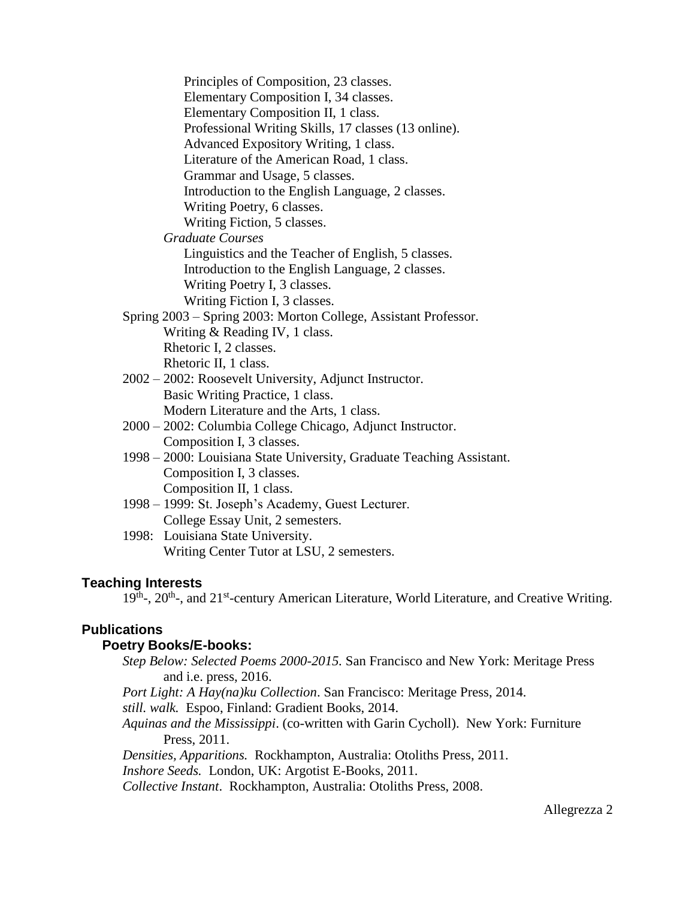Principles of Composition, 23 classes.
Elementary Composition I, 34 classes.
Elementary Composition II, 1 class.
Professional Writing Skills, 17 classes (13 online).
Advanced Expository Writing, 1 class.
Literature of the American Road, 1 class.
Grammar and Usage, 5 classes.
Introduction to the English Language, 2 classes.
Writing Poetry, 6 classes.
Writing Fiction, 5 classes.

*Graduate Courses*

Linguistics and the Teacher of English, 5 classes.
Introduction to the English Language, 2 classes.
Writing Poetry I, 3 classes.
Writing Fiction I, 3 classes.

Spring 2003 – Spring 2003: Morton College, Assistant Professor.
- Writing & Reading IV, 1 class.
- Rhetoric I, 2 classes.
- Rhetoric II, 1 class.

2002 – 2002: Roosevelt University, Adjunct Instructor.
- Basic Writing Practice, 1 class.
- Modern Literature and the Arts, 1 class.

2000 – 2002: Columbia College Chicago, Adjunct Instructor.
- Composition I, 3 classes.

1998 – 2000: Louisiana State University, Graduate Teaching Assistant.
- Composition I, 3 classes.
- Composition II, 1 class.

1998 – 1999: St. Joseph's Academy, Guest Lecturer.
- College Essay Unit, 2 semesters.

1998: Louisiana State University.
- Writing Center Tutor at LSU, 2 semesters.

## Teaching Interests

19th-, 20th-, and 21st-century American Literature, World Literature, and Creative Writing.

## Publications

### Poetry Books/E-books:

*Step Below: Selected Poems 2000-2015*. San Francisco and New York: Meritage Press and i.e. press, 2016.

*Port Light: A Hay(na)ku Collection*. San Francisco: Meritage Press, 2014.

*still. walk.* Espoo, Finland: Gradient Books, 2014.

*Aquinas and the Mississippi*. (co-written with Garin Cycholl). New York: Furniture Press, 2011.

*Densities, Apparitions.* Rockhampton, Australia: Otoliths Press, 2011.

*Inshore Seeds.* London, UK: Argotist E-Books, 2011.

*Collective Instant*. Rockhampton, Australia: Otoliths Press, 2008.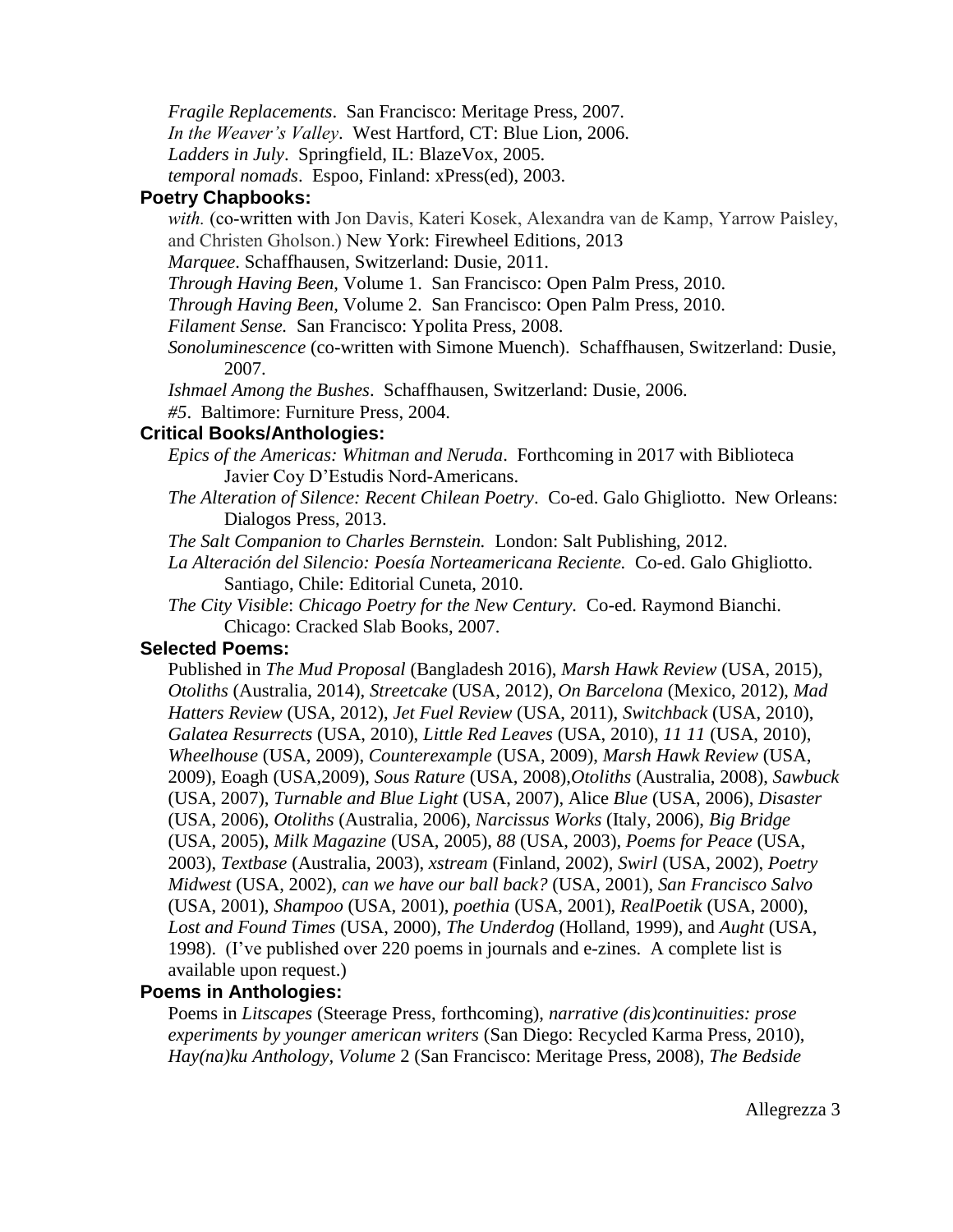*Fragile Replacements*. San Francisco: Meritage Press, 2007.
*In the Weaver's Valley*. West Hartford, CT: Blue Lion, 2006.
*Ladders in July*. Springfield, IL: BlazeVox, 2005.
*temporal nomads*. Espoo, Finland: xPress(ed), 2003.

**Poetry Chapbooks:**

*with.* (co-written with Jon Davis, Kateri Kosek, Alexandra van de Kamp, Yarrow Paisley, and Christen Gholson.) New York: Firewheel Editions, 2013
*Marquee*. Schaffhausen, Switzerland: Dusie, 2011.
*Through Having Been*, Volume 1. San Francisco: Open Palm Press, 2010.
*Through Having Been*, Volume 2. San Francisco: Open Palm Press, 2010.
*Filament Sense.* San Francisco: Ypolita Press, 2008.
*Sonoluminescence* (co-written with Simone Muench). Schaffhausen, Switzerland: Dusie, 2007.
*Ishmael Among the Bushes*. Schaffhausen, Switzerland: Dusie, 2006.
*#5*. Baltimore: Furniture Press, 2004.

**Critical Books/Anthologies:**

*Epics of the Americas: Whitman and Neruda*. Forthcoming in 2017 with Biblioteca Javier Coy D'Estudis Nord-Americans.
*The Alteration of Silence: Recent Chilean Poetry*. Co-ed. Galo Ghigliotto. New Orleans: Dialogos Press, 2013.
*The Salt Companion to Charles Bernstein.* London: Salt Publishing, 2012.
*La Alteración del Silencio: Poesía Norteamericana Reciente.* Co-ed. Galo Ghigliotto. Santiago, Chile: Editorial Cuneta, 2010.
*The City Visible*: *Chicago Poetry for the New Century.* Co-ed. Raymond Bianchi. Chicago: Cracked Slab Books, 2007.

**Selected Poems:**

Published in *The Mud Proposal* (Bangladesh 2016), *Marsh Hawk Review* (USA, 2015), *Otoliths* (Australia, 2014), *Streetcake* (USA, 2012), *On Barcelona* (Mexico, 2012), *Mad Hatters Review* (USA, 2012), *Jet Fuel Review* (USA, 2011), *Switchback* (USA, 2010), *Galatea Resurrects* (USA, 2010), *Little Red Leaves* (USA, 2010), *11 11* (USA, 2010), *Wheelhouse* (USA, 2009), *Counterexample* (USA, 2009), *Marsh Hawk Review* (USA, 2009), Eoagh (USA,2009), *Sous Rature* (USA, 2008),*Otoliths* (Australia, 2008), *Sawbuck* (USA, 2007), *Turnable and Blue Light* (USA, 2007), Alice *Blue* (USA, 2006), *Disaster* (USA, 2006), *Otoliths* (Australia, 2006), *Narcissus Works* (Italy, 2006), *Big Bridge* (USA, 2005), *Milk Magazine* (USA, 2005), *88* (USA, 2003), *Poems for Peace* (USA, 2003), *Textbase* (Australia, 2003), *xstream* (Finland, 2002), *Swirl* (USA, 2002), *Poetry Midwest* (USA, 2002), *can we have our ball back?* (USA, 2001), *San Francisco Salvo* (USA, 2001), *Shampoo* (USA, 2001), *poethia* (USA, 2001), *RealPoetik* (USA, 2000), *Lost and Found Times* (USA, 2000), *The Underdog* (Holland, 1999), and *Aught* (USA, 1998). (I've published over 220 poems in journals and e-zines. A complete list is available upon request.)

**Poems in Anthologies:**

Poems in *Litscapes* (Steerage Press, forthcoming), *narrative (dis)continuities: prose experiments by younger american writers* (San Diego: Recycled Karma Press, 2010), *Hay(na)ku Anthology, Volume* 2 (San Francisco: Meritage Press, 2008), *The Bedside*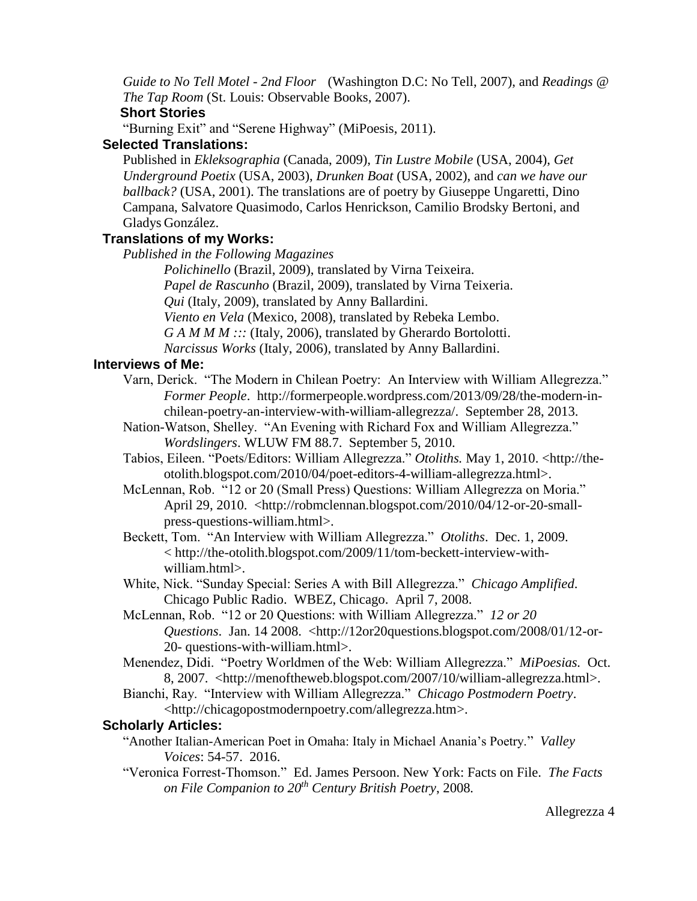*Guide to No Tell Motel - 2nd Floor* (Washington D.C: No Tell, 2007), and *Readings @ The Tap Room* (St. Louis: Observable Books, 2007).

**Short Stories**

"Burning Exit" and "Serene Highway" (MiPoesis, 2011).

### Selected Translations:

Published in *Ekleksographia* (Canada, 2009), *Tin Lustre Mobile* (USA, 2004), *Get Underground Poetix* (USA, 2003), *Drunken Boat* (USA, 2002), and *can we have our ballback?* (USA, 2001). The translations are of poetry by Giuseppe Ungaretti, Dino Campana, Salvatore Quasimodo, Carlos Henrickson, Camilio Brodsky Bertoni, and Gladys González.

### Translations of my Works:

*Published in the Following Magazines*

*Polichinello* (Brazil, 2009), translated by Virna Teixeira.
*Papel de Rascunho* (Brazil, 2009), translated by Virna Teixeria.
*Qui* (Italy, 2009), translated by Anny Ballardini.
*Viento en Vela* (Mexico, 2008), translated by Rebeka Lembo.
*G A M M M :::* (Italy, 2006), translated by Gherardo Bortolotti.
*Narcissus Works* (Italy, 2006), translated by Anny Ballardini.

### Interviews of Me:

Varn, Derick. "The Modern in Chilean Poetry: An Interview with William Allegrezza." *Former People*. http://formerpeople.wordpress.com/2013/09/28/the-modern-in-chilean-poetry-an-interview-with-william-allegrezza/. September 28, 2013.

Nation-Watson, Shelley. "An Evening with Richard Fox and William Allegrezza." *Wordslingers*. WLUW FM 88.7. September 5, 2010.

Tabios, Eileen. "Poets/Editors: William Allegrezza." *Otoliths.* May 1, 2010. <http://the-otolith.blogspot.com/2010/04/poet-editors-4-william-allegrezza.html>.

McLennan, Rob. "12 or 20 (Small Press) Questions: William Allegrezza on Moria." April 29, 2010. <http://robmclennan.blogspot.com/2010/04/12-or-20-small-press-questions-william.html>.

Beckett, Tom. "An Interview with William Allegrezza." *Otoliths*. Dec. 1, 2009. < http://the-otolith.blogspot.com/2009/11/tom-beckett-interview-with-william.html>.

White, Nick. "Sunday Special: Series A with Bill Allegrezza." *Chicago Amplified*. Chicago Public Radio. WBEZ, Chicago. April 7, 2008.

McLennan, Rob. "12 or 20 Questions: with William Allegrezza." *12 or 20 Questions*. Jan. 14 2008. <http://12or20questions.blogspot.com/2008/01/12-or-20- questions-with-william.html>.

Menendez, Didi. "Poetry Worldmen of the Web: William Allegrezza." *MiPoesias.* Oct. 8, 2007. <http://menoftheweb.blogspot.com/2007/10/william-allegrezza.html>.

Bianchi, Ray. "Interview with William Allegrezza." *Chicago Postmodern Poetry*. <http://chicagopostmodernpoetry.com/allegrezza.htm>.

### Scholarly Articles:

"Another Italian-American Poet in Omaha: Italy in Michael Anania's Poetry." *Valley Voices*: 54-57. 2016.

"Veronica Forrest-Thomson." Ed. James Persoon. New York: Facts on File. *The Facts on File Companion to 20th Century British Poetry*, 2008.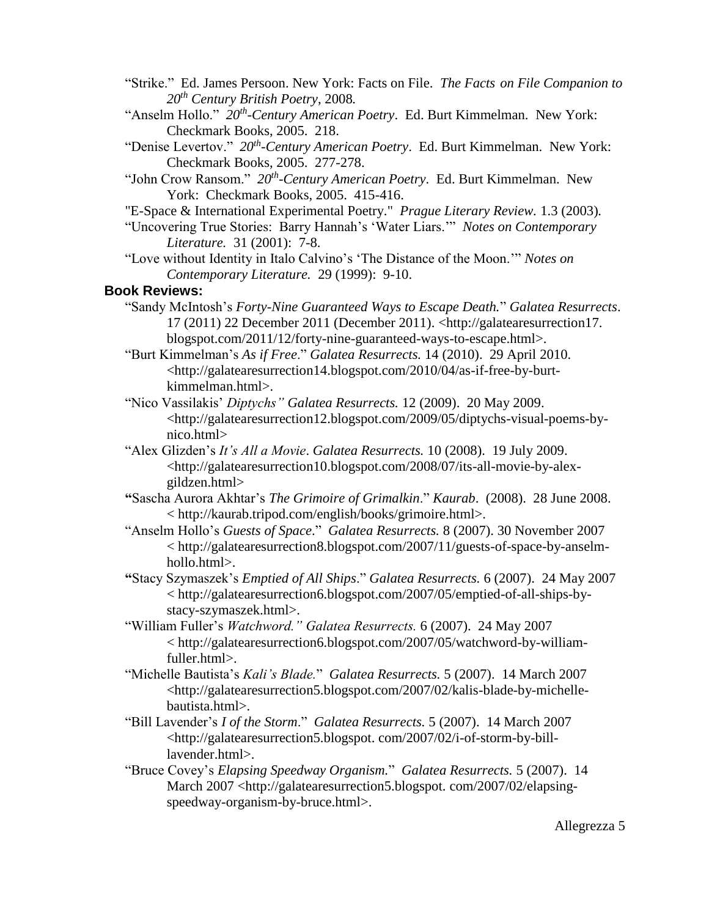"Strike." Ed. James Persoon. New York: Facts on File. *The Facts on File Companion to 20th Century British Poetry*, 2008.

"Anselm Hollo." *20th-Century American Poetry*. Ed. Burt Kimmelman. New York: Checkmark Books, 2005. 218.

"Denise Levertov." *20th-Century American Poetry*. Ed. Burt Kimmelman. New York: Checkmark Books, 2005. 277-278.

"John Crow Ransom." *20th-Century American Poetry*. Ed. Burt Kimmelman. New York: Checkmark Books, 2005. 415-416.

"E-Space & International Experimental Poetry." *Prague Literary Review.* 1.3 (2003).

"Uncovering True Stories: Barry Hannah's 'Water Liars.'" *Notes on Contemporary Literature.* 31 (2001): 7-8.

"Love without Identity in Italo Calvino's 'The Distance of the Moon.'" *Notes on Contemporary Literature.* 29 (1999): 9-10.

**Book Reviews:**

"Sandy McIntosh's *Forty-Nine Guaranteed Ways to Escape Death.*" *Galatea Resurrects*. 17 (2011) 22 December 2011 (December 2011). <http://galatearesurrection17.blogspot.com/2011/12/forty-nine-guaranteed-ways-to-escape.html>.

"Burt Kimmelman's *As if Free*." *Galatea Resurrects.* 14 (2010). 29 April 2010. <http://galatearesurrection14.blogspot.com/2010/04/as-if-free-by-burt-kimmelman.html>.

"Nico Vassilakis' *Diptychs" Galatea Resurrects.* 12 (2009). 20 May 2009. <http://galatearesurrection12.blogspot.com/2009/05/diptychs-visual-poems-by-nico.html>

"Alex Glizden's *It's All a Movie*. *Galatea Resurrects.* 10 (2008). 19 July 2009. <http://galatearesurrection10.blogspot.com/2008/07/its-all-movie-by-alex-gildzen.html>

**"**Sascha Aurora Akhtar's *The Grimoire of Grimalkin*." *Kaurab*. (2008). 28 June 2008. < http://kaurab.tripod.com/english/books/grimoire.html>.

"Anselm Hollo's *Guests of Space*." *Galatea Resurrects.* 8 (2007). 30 November 2007 < http://galatearesurrection8.blogspot.com/2007/11/guests-of-space-by-anselm-hollo.html>.

**"**Stacy Szymaszek's *Emptied of All Ships*." *Galatea Resurrects.* 6 (2007). 24 May 2007 < http://galatearesurrection6.blogspot.com/2007/05/emptied-of-all-ships-by-stacy-szymaszek.html>.

"William Fuller's *Watchword." Galatea Resurrects.* 6 (2007). 24 May 2007 < http://galatearesurrection6.blogspot.com/2007/05/watchword-by-william-fuller.html>.

"Michelle Bautista's *Kali's Blade.*" *Galatea Resurrects.* 5 (2007). 14 March 2007 <http://galatearesurrection5.blogspot.com/2007/02/kalis-blade-by-michelle-bautista.html>.

"Bill Lavender's *I of the Storm*." *Galatea Resurrects.* 5 (2007). 14 March 2007 <http://galatearesurrection5.blogspot. com/2007/02/i-of-storm-by-bill-lavender.html>.

"Bruce Covey's *Elapsing Speedway Organism.*" *Galatea Resurrects.* 5 (2007). 14 March 2007 <http://galatearesurrection5.blogspot. com/2007/02/elapsing-speedway-organism-by-bruce.html>.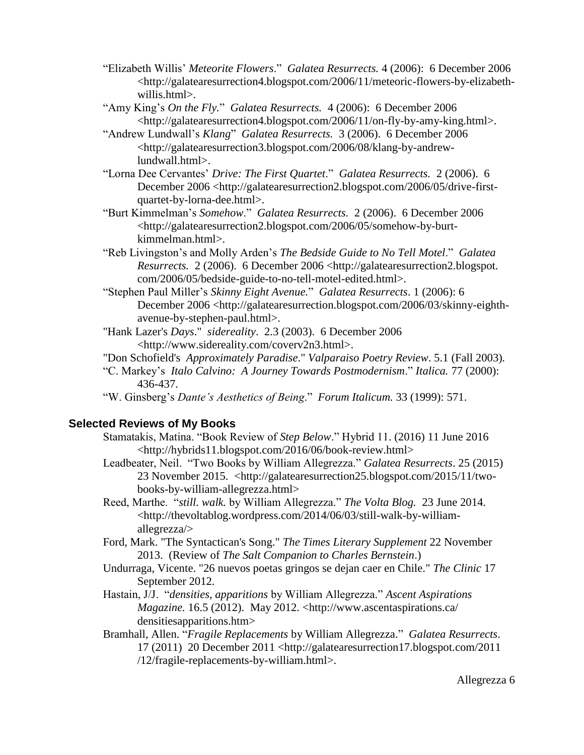"Elizabeth Willis' *Meteorite Flowers*." *Galatea Resurrects.* 4 (2006): 6 December 2006 <http://galatearesurrection4.blogspot.com/2006/11/meteoric-flowers-by-elizabeth-willis.html>.

"Amy King's *On the Fly.*" *Galatea Resurrects.* 4 (2006): 6 December 2006 <http://galatearesurrection4.blogspot.com/2006/11/on-fly-by-amy-king.html>.

"Andrew Lundwall's *Klang*" *Galatea Resurrects.* 3 (2006). 6 December 2006 <http://galatearesurrection3.blogspot.com/2006/08/klang-by-andrew-lundwall.html>.

"Lorna Dee Cervantes' *Drive: The First Quartet*." *Galatea Resurrects.* 2 (2006). 6 December 2006 <http://galatearesurrection2.blogspot.com/2006/05/drive-first-quartet-by-lorna-dee.html>.

"Burt Kimmelman's *Somehow*." *Galatea Resurrects.* 2 (2006). 6 December 2006 <http://galatearesurrection2.blogspot.com/2006/05/somehow-by-burt-kimmelman.html>.

"Reb Livingston's and Molly Arden's *The Bedside Guide to No Tell Motel*." *Galatea Resurrects.* 2 (2006). 6 December 2006 <http://galatearesurrection2.blogspot.com/2006/05/bedside-guide-to-no-tell-motel-edited.html>.

"Stephen Paul Miller's *Skinny Eight Avenue.*" *Galatea Resurrects*. 1 (2006): 6 December 2006 <http://galatearesurrection.blogspot.com/2006/03/skinny-eighth-avenue-by-stephen-paul.html>.

"Hank Lazer's *Days*." *sidereality*. 2.3 (2003). 6 December 2006 <http://www.sidereality.com/coverv2n3.html>.

"Don Schofield's *Approximately Paradise*." *Valparaiso Poetry Review*. 5.1 (Fall 2003).

"C. Markey's *Italo Calvino: A Journey Towards Postmodernism*." *Italica.* 77 (2000): 436-437.

"W. Ginsberg's *Dante's Aesthetics of Being*." *Forum Italicum.* 33 (1999): 571.

## Selected Reviews of My Books

Stamatakis, Matina. "Book Review of *Step Below*." Hybrid 11. (2016) 11 June 2016 <http://hybrids11.blogspot.com/2016/06/book-review.html>

Leadbeater, Neil. "Two Books by William Allegrezza." *Galatea Resurrects*. 25 (2015) 23 November 2015. <http://galatearesurrection25.blogspot.com/2015/11/two-books-by-william-allegrezza.html>

Reed, Marthe. "*still. walk.* by William Allegrezza." *The Volta Blog.* 23 June 2014. <http://thevoltablog.wordpress.com/2014/06/03/still-walk-by-william-allegrezza/>

Ford, Mark. "The Syntactican's Song." *The Times Literary Supplement* 22 November 2013. (Review of *The Salt Companion to Charles Bernstein*.)

Undurraga, Vicente. "26 nuevos poetas gringos se dejan caer en Chile." *The Clinic* 17 September 2012.

Hastain, J/J. "*densities, apparitions* by William Allegrezza." *Ascent Aspirations Magazine.* 16.5 (2012). May 2012. <http://www.ascentaspirations.ca/densitiesapparitions.htm>

Bramhall, Allen. "*Fragile Replacements* by William Allegrezza." *Galatea Resurrects*. 17 (2011) 20 December 2011 <http://galatearesurrection17.blogspot.com/2011/12/fragile-replacements-by-william.html>.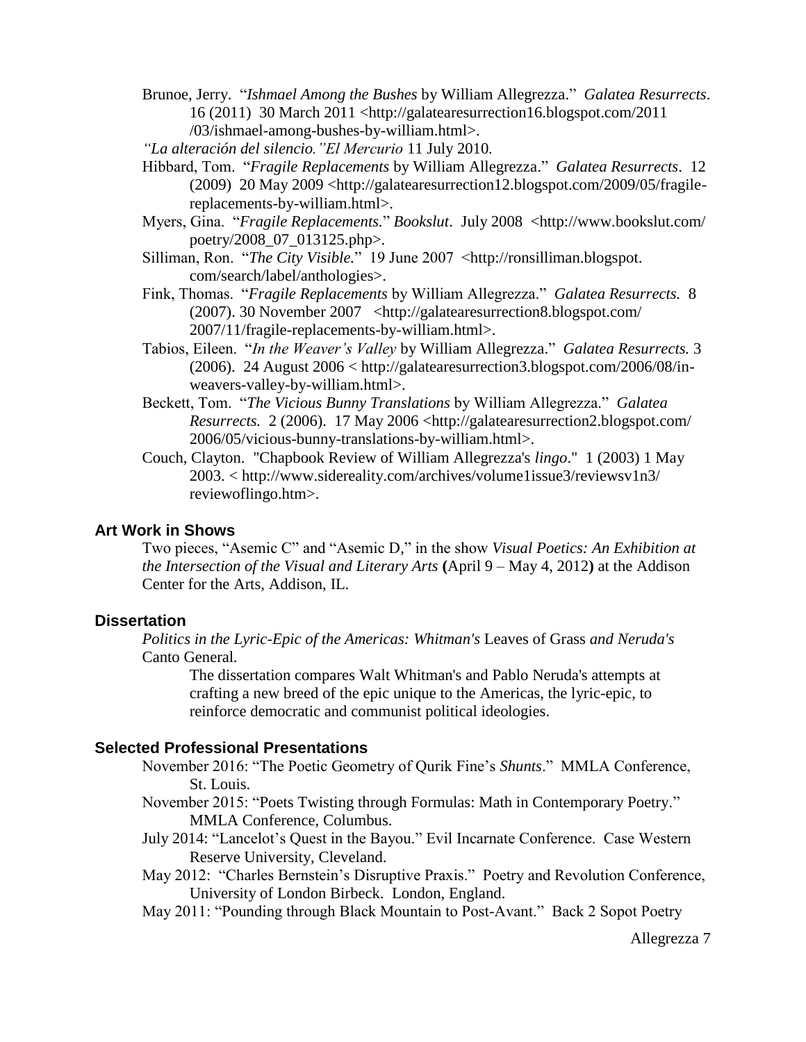Brunoe, Jerry. "*Ishmael Among the Bushes* by William Allegrezza." *Galatea Resurrects*. 16 (2011) 30 March 2011 <http://galatearesurrection16.blogspot.com/2011/03/ishmael-among-bushes-by-william.html>.

*"La alteración del silencio."El Mercurio* 11 July 2010.

Hibbard, Tom. "*Fragile Replacements* by William Allegrezza." *Galatea Resurrects*. 12 (2009) 20 May 2009 <http://galatearesurrection12.blogspot.com/2009/05/fragile-replacements-by-william.html>.

Myers, Gina. "*Fragile Replacements.*" *Bookslut*. July 2008 <http://www.bookslut.com/poetry/2008_07_013125.php>.

Silliman, Ron. "*The City Visible.*" 19 June 2007 <http://ronsilliman.blogspot.com/search/label/anthologies>.

Fink, Thomas. "*Fragile Replacements* by William Allegrezza." *Galatea Resurrects.* 8 (2007). 30 November 2007 <http://galatearesurrection8.blogspot.com/2007/11/fragile-replacements-by-william.html>.

Tabios, Eileen. "*In the Weaver's Valley* by William Allegrezza." *Galatea Resurrects.* 3 (2006). 24 August 2006 < http://galatearesurrection3.blogspot.com/2006/08/in-weavers-valley-by-william.html>.

Beckett, Tom. "*The Vicious Bunny Translations* by William Allegrezza." *Galatea Resurrects.* 2 (2006). 17 May 2006 <http://galatearesurrection2.blogspot.com/2006/05/vicious-bunny-translations-by-william.html>.

Couch, Clayton. "Chapbook Review of William Allegrezza's *lingo*." 1 (2003) 1 May 2003. < http://www.sidereality.com/archives/volume1issue3/reviewsv1n3/reviewoflingo.htm>.

## Art Work in Shows

Two pieces, "Asemic C" and "Asemic D," in the show *Visual Poetics: An Exhibition at the Intersection of the Visual and Literary Arts* **(**April 9 – May 4, 2012**)** at the Addison Center for the Arts, Addison, IL.

## Dissertation

*Politics in the Lyric-Epic of the Americas: Whitman's* Leaves of Grass *and Neruda's* Canto General.

The dissertation compares Walt Whitman's and Pablo Neruda's attempts at crafting a new breed of the epic unique to the Americas, the lyric-epic, to reinforce democratic and communist political ideologies.

## Selected Professional Presentations

November 2016: "The Poetic Geometry of Qurik Fine's *Shunts*." MMLA Conference, St. Louis.

November 2015: "Poets Twisting through Formulas: Math in Contemporary Poetry." MMLA Conference, Columbus.

July 2014: "Lancelot's Quest in the Bayou." Evil Incarnate Conference. Case Western Reserve University, Cleveland.

May 2012: "Charles Bernstein's Disruptive Praxis." Poetry and Revolution Conference, University of London Birbeck. London, England.

May 2011: "Pounding through Black Mountain to Post-Avant." Back 2 Sopot Poetry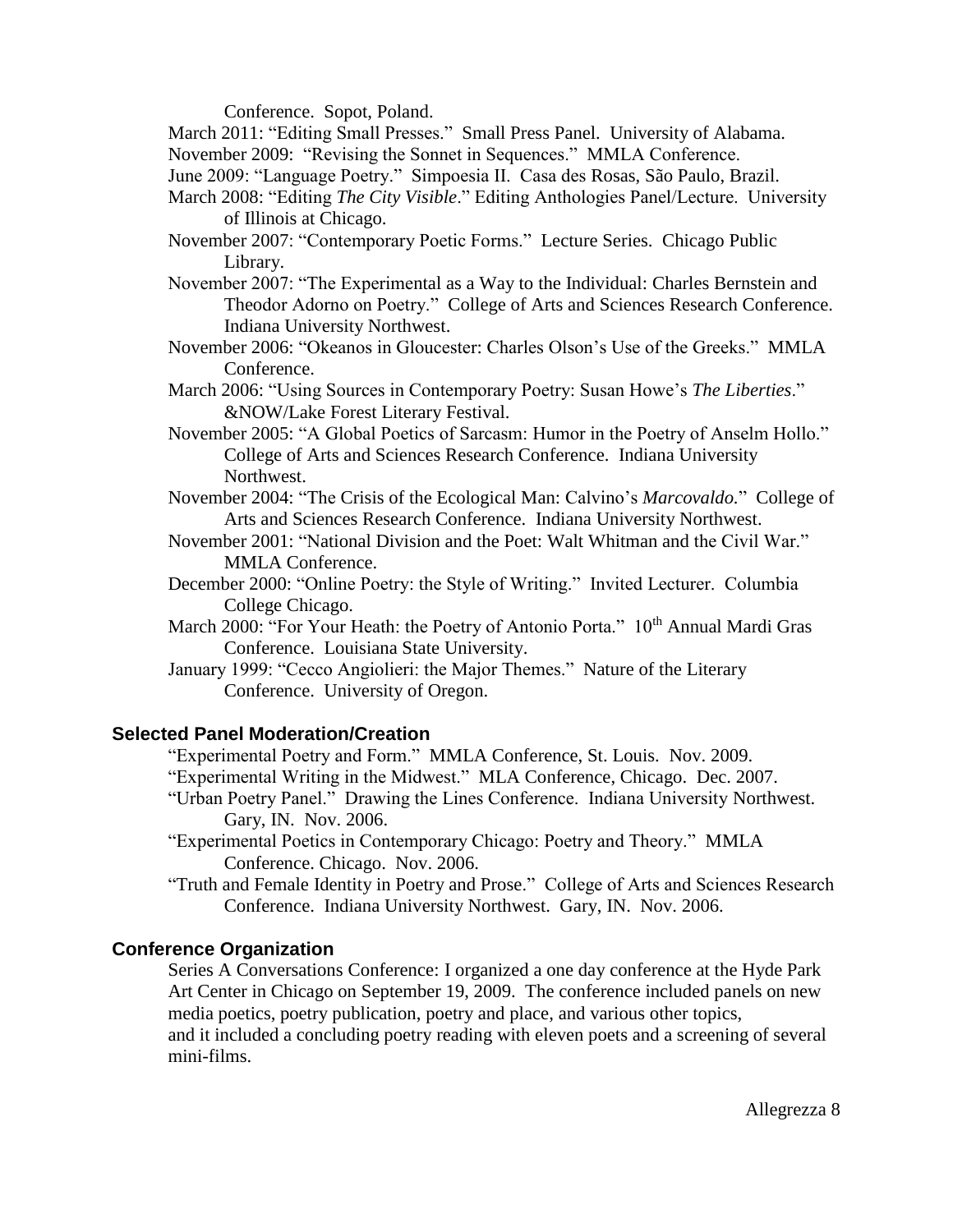Conference. Sopot, Poland.

March 2011: "Editing Small Presses." Small Press Panel. University of Alabama.

November 2009: "Revising the Sonnet in Sequences." MMLA Conference.

June 2009: "Language Poetry." Simpoesia II. Casa des Rosas, São Paulo, Brazil.

March 2008: "Editing *The City Visible*." Editing Anthologies Panel/Lecture. University of Illinois at Chicago.

November 2007: "Contemporary Poetic Forms." Lecture Series. Chicago Public Library.

November 2007: "The Experimental as a Way to the Individual: Charles Bernstein and Theodor Adorno on Poetry." College of Arts and Sciences Research Conference. Indiana University Northwest.

November 2006: "Okeanos in Gloucester: Charles Olson's Use of the Greeks." MMLA Conference.

March 2006: "Using Sources in Contemporary Poetry: Susan Howe's *The Liberties*." &NOW/Lake Forest Literary Festival.

November 2005: "A Global Poetics of Sarcasm: Humor in the Poetry of Anselm Hollo." College of Arts and Sciences Research Conference. Indiana University Northwest.

November 2004: "The Crisis of the Ecological Man: Calvino's *Marcovaldo.*" College of Arts and Sciences Research Conference. Indiana University Northwest.

November 2001: "National Division and the Poet: Walt Whitman and the Civil War." MMLA Conference.

December 2000: "Online Poetry: the Style of Writing." Invited Lecturer. Columbia College Chicago.

March 2000: "For Your Heath: the Poetry of Antonio Porta." 10th Annual Mardi Gras Conference. Louisiana State University.

January 1999: "Cecco Angiolieri: the Major Themes." Nature of the Literary Conference. University of Oregon.

## Selected Panel Moderation/Creation

"Experimental Poetry and Form." MMLA Conference, St. Louis. Nov. 2009.

"Experimental Writing in the Midwest." MLA Conference, Chicago. Dec. 2007.

"Urban Poetry Panel." Drawing the Lines Conference. Indiana University Northwest. Gary, IN. Nov. 2006.

"Experimental Poetics in Contemporary Chicago: Poetry and Theory." MMLA Conference. Chicago. Nov. 2006.

"Truth and Female Identity in Poetry and Prose." College of Arts and Sciences Research Conference. Indiana University Northwest. Gary, IN. Nov. 2006.

## Conference Organization

Series A Conversations Conference: I organized a one day conference at the Hyde Park Art Center in Chicago on September 19, 2009. The conference included panels on new media poetics, poetry publication, poetry and place, and various other topics, and it included a concluding poetry reading with eleven poets and a screening of several mini-films.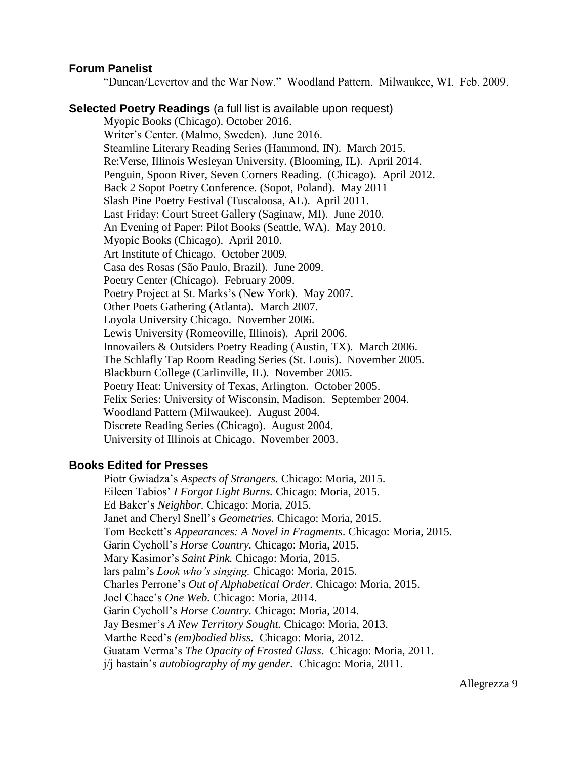**Forum Panelist**

“Duncan/Levertov and the War Now.” Woodland Pattern. Milwaukee, WI. Feb. 2009.

**Selected Poetry Readings** (a full list is available upon request)

Myopic Books (Chicago). October 2016.
Writer’s Center. (Malmo, Sweden). June 2016.
Steamline Literary Reading Series (Hammond, IN). March 2015.
Re:Verse, Illinois Wesleyan University. (Blooming, IL). April 2014.
Penguin, Spoon River, Seven Corners Reading. (Chicago). April 2012.
Back 2 Sopot Poetry Conference. (Sopot, Poland). May 2011
Slash Pine Poetry Festival (Tuscaloosa, AL). April 2011.
Last Friday: Court Street Gallery (Saginaw, MI). June 2010.
An Evening of Paper: Pilot Books (Seattle, WA). May 2010.
Myopic Books (Chicago). April 2010.
Art Institute of Chicago. October 2009.
Casa des Rosas (São Paulo, Brazil). June 2009.
Poetry Center (Chicago). February 2009.
Poetry Project at St. Marks’s (New York). May 2007.
Other Poets Gathering (Atlanta). March 2007.
Loyola University Chicago. November 2006.
Lewis University (Romeoville, Illinois). April 2006.
Innovailers & Outsiders Poetry Reading (Austin, TX). March 2006.
The Schlafly Tap Room Reading Series (St. Louis). November 2005.
Blackburn College (Carlinville, IL). November 2005.
Poetry Heat: University of Texas, Arlington. October 2005.
Felix Series: University of Wisconsin, Madison. September 2004.
Woodland Pattern (Milwaukee). August 2004.
Discrete Reading Series (Chicago). August 2004.
University of Illinois at Chicago. November 2003.

**Books Edited for Presses**

Piotr Gwiadza’s *Aspects of Strangers.* Chicago: Moria, 2015.
Eileen Tabios’ *I Forgot Light Burns.* Chicago: Moria, 2015.
Ed Baker’s *Neighbor.* Chicago: Moria, 2015.
Janet and Cheryl Snell’s *Geometries.* Chicago: Moria, 2015.
Tom Beckett’s *Appearances: A Novel in Fragments*. Chicago: Moria, 2015.
Garin Cycholl’s *Horse Country.* Chicago: Moria, 2015.
Mary Kasimor’s *Saint Pink.* Chicago: Moria, 2015.
lars palm’s *Look who’s singing.* Chicago: Moria, 2015.
Charles Perrone’s *Out of Alphabetical Order.* Chicago: Moria, 2015.
Joel Chace’s *One Web.* Chicago: Moria, 2014.
Garin Cycholl’s *Horse Country.* Chicago: Moria, 2014.
Jay Besmer’s *A New Territory Sought.* Chicago: Moria, 2013.
Marthe Reed’s *(em)bodied bliss.* Chicago: Moria, 2012.
Guatam Verma’s *The Opacity of Frosted Glass*. Chicago: Moria, 2011.
j/j hastain’s *autobiography of my gender.* Chicago: Moria, 2011.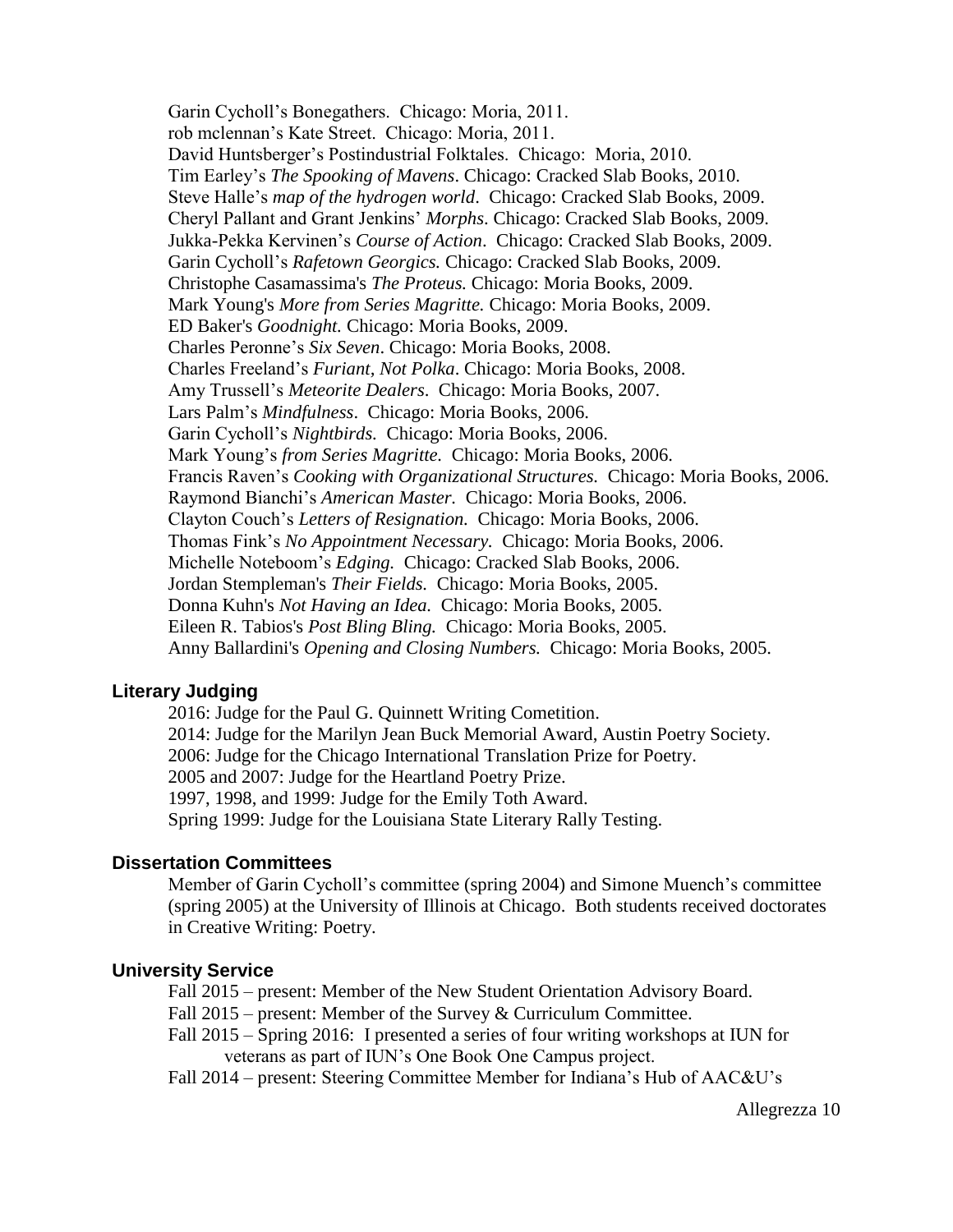Garin Cycholl's Bonegathers. Chicago: Moria, 2011.
rob mclennan's Kate Street. Chicago: Moria, 2011.
David Huntsberger's Postindustrial Folktales. Chicago: Moria, 2010.
Tim Earley's *The Spooking of Mavens*. Chicago: Cracked Slab Books, 2010.
Steve Halle's *map of the hydrogen world*. Chicago: Cracked Slab Books, 2009.
Cheryl Pallant and Grant Jenkins' *Morphs*. Chicago: Cracked Slab Books, 2009.
Jukka-Pekka Kervinen's *Course of Action*. Chicago: Cracked Slab Books, 2009.
Garin Cycholl's *Rafetown Georgics.* Chicago: Cracked Slab Books, 2009.
Christophe Casamassima's *The Proteus.* Chicago: Moria Books, 2009.
Mark Young's *More from Series Magritte.* Chicago: Moria Books, 2009.
ED Baker's *Goodnight.* Chicago: Moria Books, 2009.
Charles Peronne's *Six Seven*. Chicago: Moria Books, 2008.
Charles Freeland's *Furiant, Not Polka*. Chicago: Moria Books, 2008.
Amy Trussell's *Meteorite Dealers*. Chicago: Moria Books, 2007.
Lars Palm's *Mindfulness*. Chicago: Moria Books, 2006.
Garin Cycholl's *Nightbirds.* Chicago: Moria Books, 2006.
Mark Young's *from Series Magritte.* Chicago: Moria Books, 2006.
Francis Raven's *Cooking with Organizational Structures.* Chicago: Moria Books, 2006.
Raymond Bianchi's *American Master.* Chicago: Moria Books, 2006.
Clayton Couch's *Letters of Resignation.* Chicago: Moria Books, 2006.
Thomas Fink's *No Appointment Necessary.* Chicago: Moria Books, 2006.
Michelle Noteboom's *Edging.* Chicago: Cracked Slab Books, 2006.
Jordan Stempleman's *Their Fields.* Chicago: Moria Books, 2005.
Donna Kuhn's *Not Having an Idea.* Chicago: Moria Books, 2005.
Eileen R. Tabios's *Post Bling Bling.* Chicago: Moria Books, 2005.
Anny Ballardini's *Opening and Closing Numbers.* Chicago: Moria Books, 2005.

## Literary Judging

2016: Judge for the Paul G. Quinnett Writing Cometition.
2014: Judge for the Marilyn Jean Buck Memorial Award, Austin Poetry Society.
2006: Judge for the Chicago International Translation Prize for Poetry.
2005 and 2007: Judge for the Heartland Poetry Prize.
1997, 1998, and 1999: Judge for the Emily Toth Award.
Spring 1999: Judge for the Louisiana State Literary Rally Testing.

## Dissertation Committees

Member of Garin Cycholl's committee (spring 2004) and Simone Muench's committee (spring 2005) at the University of Illinois at Chicago. Both students received doctorates in Creative Writing: Poetry.

## University Service

Fall 2015 – present: Member of the New Student Orientation Advisory Board.
Fall 2015 – present: Member of the Survey & Curriculum Committee.
Fall 2015 – Spring 2016: I presented a series of four writing workshops at IUN for veterans as part of IUN's One Book One Campus project.
Fall 2014 – present: Steering Committee Member for Indiana's Hub of AAC&U's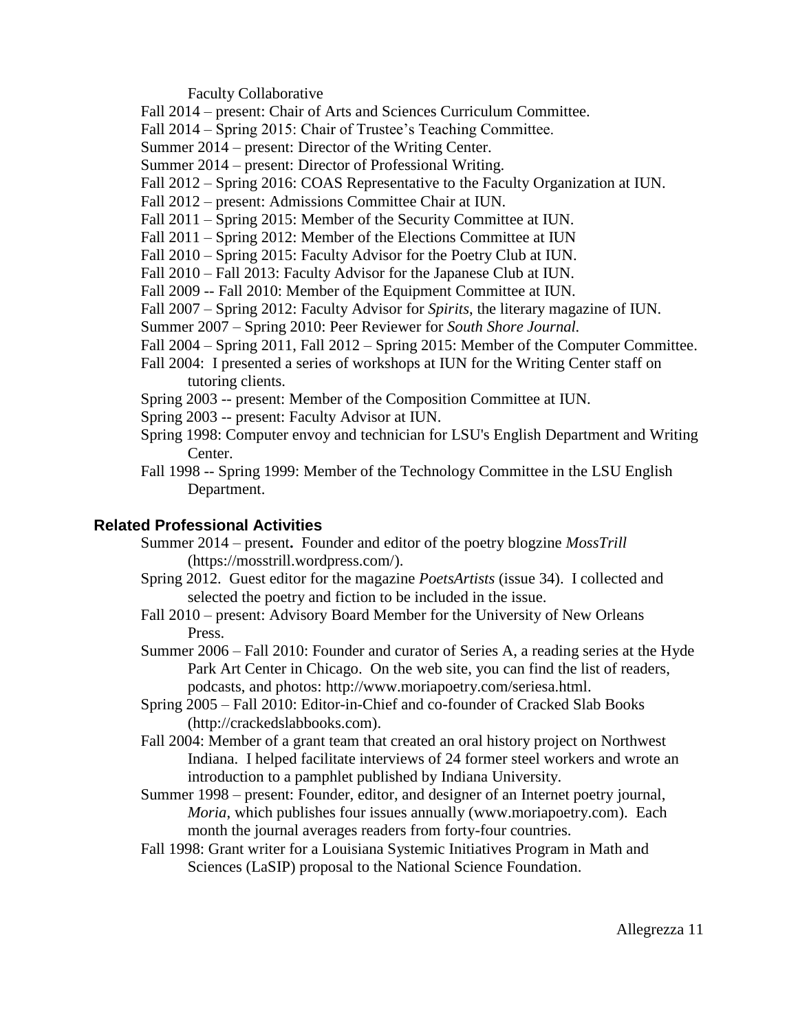Faculty Collaborative

Fall 2014 – present: Chair of Arts and Sciences Curriculum Committee.

Fall 2014 – Spring 2015: Chair of Trustee's Teaching Committee.

Summer 2014 – present: Director of the Writing Center.

Summer 2014 – present: Director of Professional Writing.

Fall 2012 – Spring 2016: COAS Representative to the Faculty Organization at IUN.

Fall 2012 – present: Admissions Committee Chair at IUN.

Fall 2011 – Spring 2015: Member of the Security Committee at IUN.

Fall 2011 – Spring 2012: Member of the Elections Committee at IUN

Fall 2010 – Spring 2015: Faculty Advisor for the Poetry Club at IUN.

Fall 2010 – Fall 2013: Faculty Advisor for the Japanese Club at IUN.

Fall 2009 -- Fall 2010: Member of the Equipment Committee at IUN.

Fall 2007 – Spring 2012: Faculty Advisor for *Spirits*, the literary magazine of IUN.

Summer 2007 – Spring 2010: Peer Reviewer for *South Shore Journal.*

Fall 2004 – Spring 2011, Fall 2012 – Spring 2015: Member of the Computer Committee.

Fall 2004: I presented a series of workshops at IUN for the Writing Center staff on tutoring clients.

Spring 2003 -- present: Member of the Composition Committee at IUN.

Spring 2003 -- present: Faculty Advisor at IUN.

Spring 1998: Computer envoy and technician for LSU's English Department and Writing Center.

Fall 1998 -- Spring 1999: Member of the Technology Committee in the LSU English Department.

## Related Professional Activities

Summer 2014 – present**.** Founder and editor of the poetry blogzine *MossTrill* (https://mosstrill.wordpress.com/).

Spring 2012. Guest editor for the magazine *PoetsArtists* (issue 34). I collected and selected the poetry and fiction to be included in the issue.

Fall 2010 – present: Advisory Board Member for the University of New Orleans Press.

Summer 2006 – Fall 2010: Founder and curator of Series A, a reading series at the Hyde Park Art Center in Chicago. On the web site, you can find the list of readers, podcasts, and photos: http://www.moriapoetry.com/seriesa.html.

Spring 2005 – Fall 2010: Editor-in-Chief and co-founder of Cracked Slab Books (http://crackedslabbooks.com).

Fall 2004: Member of a grant team that created an oral history project on Northwest Indiana. I helped facilitate interviews of 24 former steel workers and wrote an introduction to a pamphlet published by Indiana University.

Summer 1998 – present: Founder, editor, and designer of an Internet poetry journal, *Moria*, which publishes four issues annually (www.moriapoetry.com). Each month the journal averages readers from forty-four countries.

Fall 1998: Grant writer for a Louisiana Systemic Initiatives Program in Math and Sciences (LaSIP) proposal to the National Science Foundation.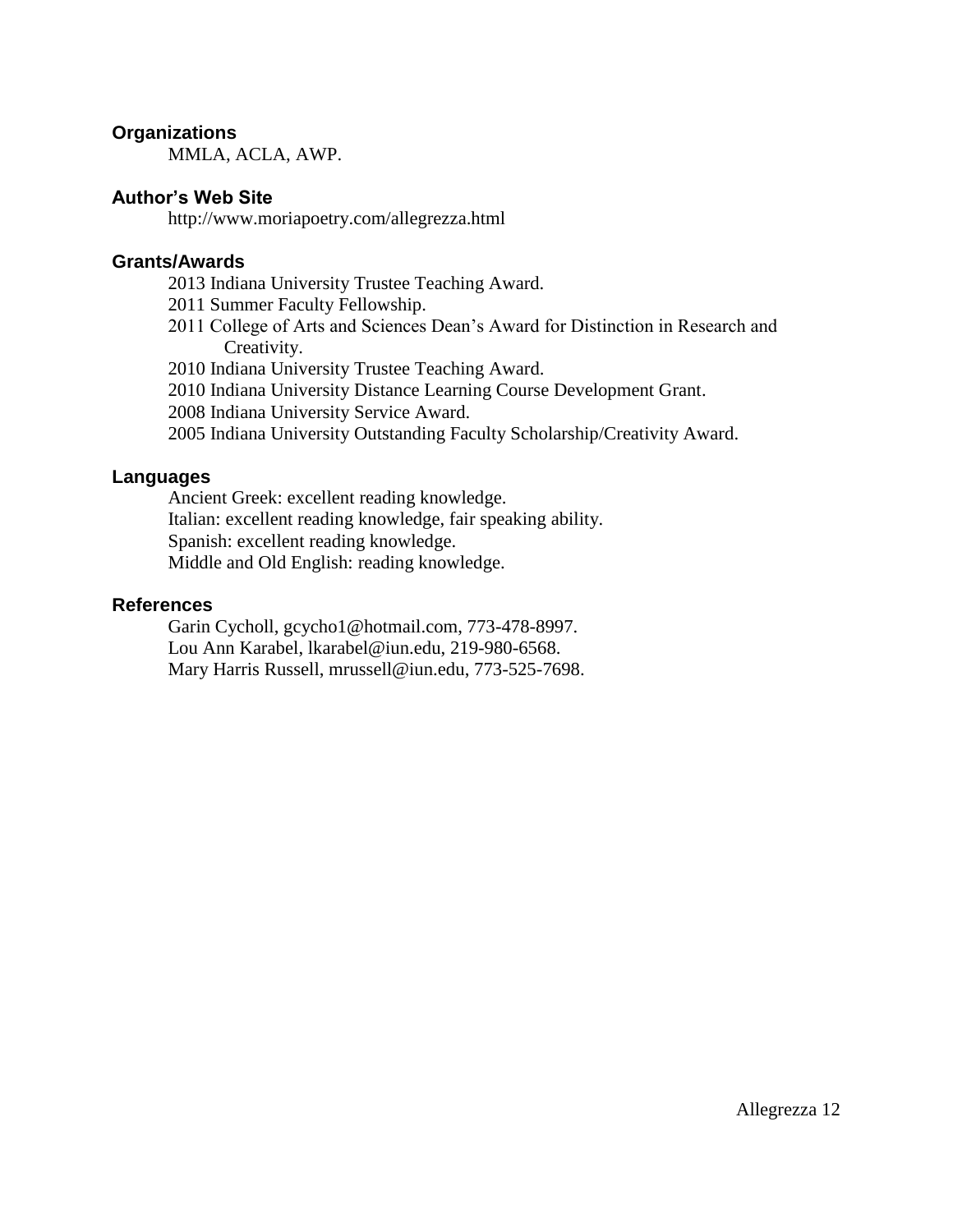## Organizations

MMLA, ACLA, AWP.

## Author's Web Site

http://www.moriapoetry.com/allegrezza.html

## Grants/Awards

2013 Indiana University Trustee Teaching Award.
2011 Summer Faculty Fellowship.
2011 College of Arts and Sciences Dean's Award for Distinction in Research and Creativity.
2010 Indiana University Trustee Teaching Award.
2010 Indiana University Distance Learning Course Development Grant.
2008 Indiana University Service Award.
2005 Indiana University Outstanding Faculty Scholarship/Creativity Award.

## Languages

Ancient Greek: excellent reading knowledge.
Italian: excellent reading knowledge, fair speaking ability.
Spanish: excellent reading knowledge.
Middle and Old English: reading knowledge.

## References

Garin Cycholl, gcycho1@hotmail.com, 773-478-8997.
Lou Ann Karabel, lkarabel@iun.edu, 219-980-6568.
Mary Harris Russell, mrussell@iun.edu, 773-525-7698.